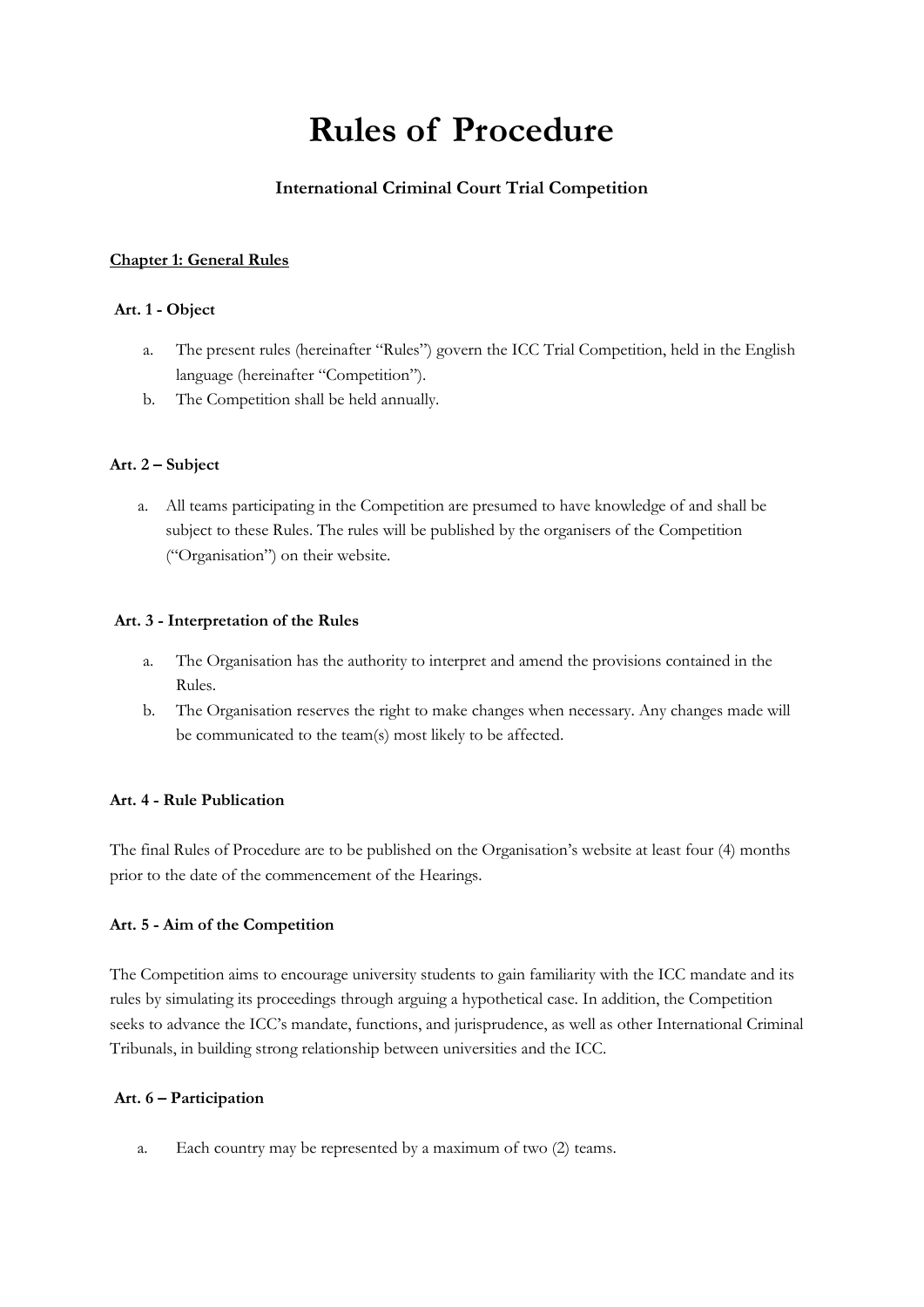# Rules of Procedure

### International Criminal Court Trial Competition

**Chapter 1: General Rules**

**Art. 1 - Object**

a. The present rules (hereinafter "Rules") govern the ICC Trial Competition, held in the English language (hereinafter "Competition").
b. The Competition shall be held annually.

**Art. 2 – Subject**

a. All teams participating in the Competition are presumed to have knowledge of and shall be subject to these Rules. The rules will be published by the organisers of the Competition ("Organisation") on their website.

**Art. 3 - Interpretation of the Rules**

a. The Organisation has the authority to interpret and amend the provisions contained in the Rules.
b. The Organisation reserves the right to make changes when necessary. Any changes made will be communicated to the team(s) most likely to be affected.

**Art. 4 - Rule Publication**

The final Rules of Procedure are to be published on the Organisation's website at least four (4) months prior to the date of the commencement of the Hearings.

**Art. 5 - Aim of the Competition**

The Competition aims to encourage university students to gain familiarity with the ICC mandate and its rules by simulating its proceedings through arguing a hypothetical case. In addition, the Competition seeks to advance the ICC's mandate, functions, and jurisprudence, as well as other International Criminal Tribunals, in building strong relationship between universities and the ICC.

**Art. 6 – Participation**

a. Each country may be represented by a maximum of two (2) teams.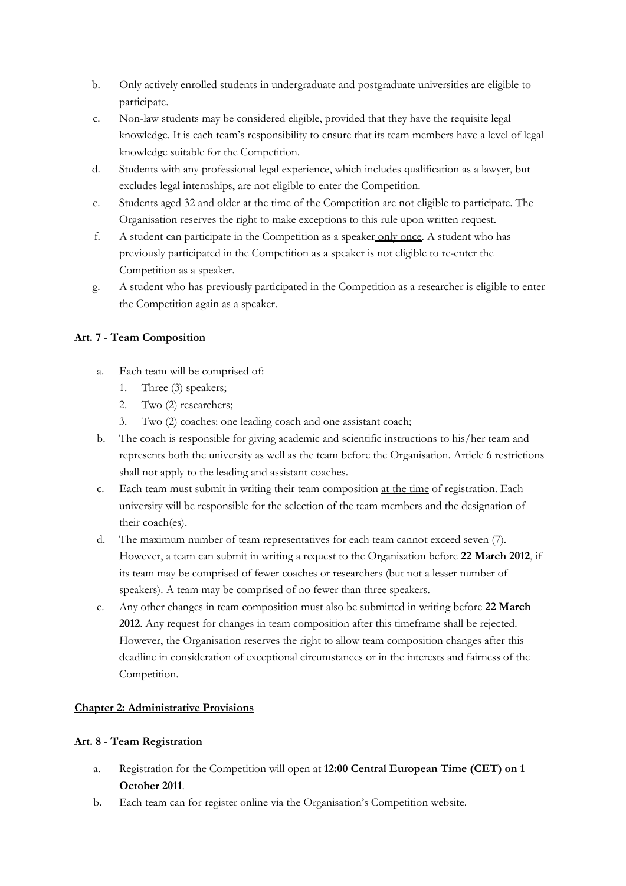b. Only actively enrolled students in undergraduate and postgraduate universities are eligible to participate.

c. Non-law students may be considered eligible, provided that they have the requisite legal knowledge. It is each team's responsibility to ensure that its team members have a level of legal knowledge suitable for the Competition.

d. Students with any professional legal experience, which includes qualification as a lawyer, but excludes legal internships, are not eligible to enter the Competition.

e. Students aged 32 and older at the time of the Competition are not eligible to participate. The Organisation reserves the right to make exceptions to this rule upon written request.

f. A student can participate in the Competition as a speaker <u>only once</u>. A student who has previously participated in the Competition as a speaker is not eligible to re-enter the Competition as a speaker.

g. A student who has previously participated in the Competition as a researcher is eligible to enter the Competition again as a speaker.

### Art. 7 - Team Composition

a. Each team will be comprised of:
   1. Three (3) speakers;
   2. Two (2) researchers;
   3. Two (2) coaches: one leading coach and one assistant coach;

b. The coach is responsible for giving academic and scientific instructions to his/her team and represents both the university as well as the team before the Organisation. Article 6 restrictions shall not apply to the leading and assistant coaches.

c. Each team must submit in writing their team composition <u>at the time</u> of registration. Each university will be responsible for the selection of the team members and the designation of their coach(es).

d. The maximum number of team representatives for each team cannot exceed seven (7). However, a team can submit in writing a request to the Organisation before **22 March 2012**, if its team may be comprised of fewer coaches or researchers (but <u>not</u> a lesser number of speakers). A team may be comprised of no fewer than three speakers.

e. Any other changes in team composition must also be submitted in writing before **22 March 2012**. Any request for changes in team composition after this timeframe shall be rejected. However, the Organisation reserves the right to allow team composition changes after this deadline in consideration of exceptional circumstances or in the interests and fairness of the Competition.

## <u>Chapter 2: Administrative Provisions</u>

### Art. 8 - Team Registration

a. Registration for the Competition will open at **12:00 Central European Time (CET) on 1 October 2011**.

b. Each team can for register online via the Organisation's Competition website.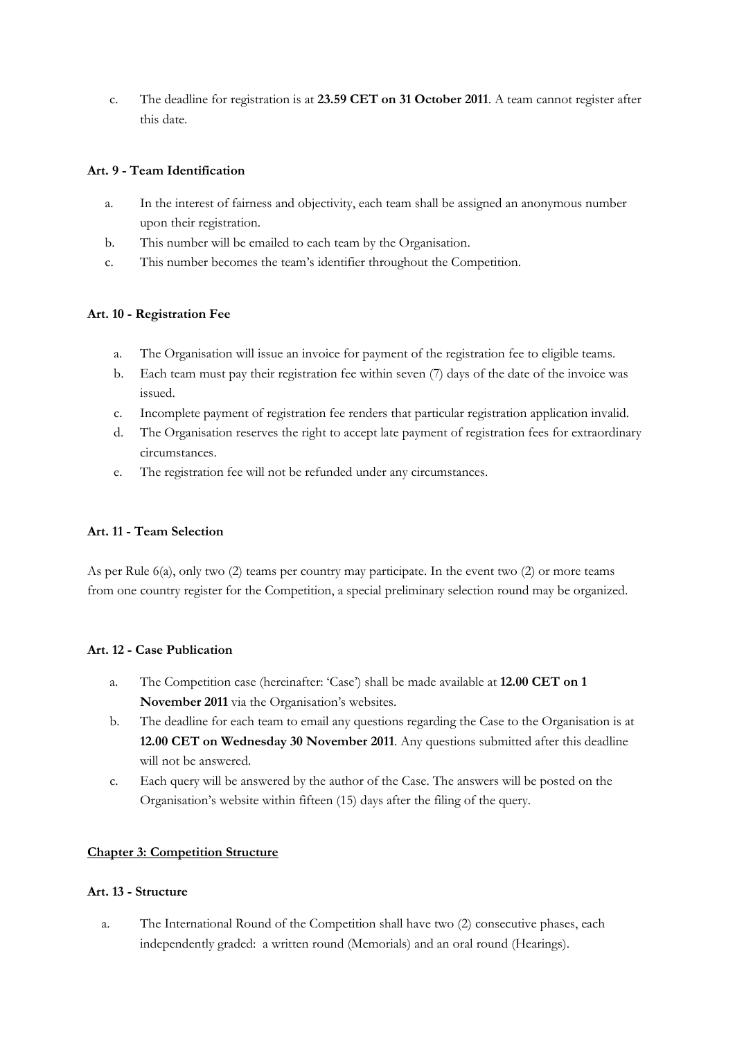c. The deadline for registration is at **23.59 CET on 31 October 2011**. A team cannot register after this date.

**Art. 9 - Team Identification**

a. In the interest of fairness and objectivity, each team shall be assigned an anonymous number upon their registration.
b. This number will be emailed to each team by the Organisation.
c. This number becomes the team's identifier throughout the Competition.

**Art. 10 - Registration Fee**

a. The Organisation will issue an invoice for payment of the registration fee to eligible teams.
b. Each team must pay their registration fee within seven (7) days of the date of the invoice was issued.
c. Incomplete payment of registration fee renders that particular registration application invalid.
d. The Organisation reserves the right to accept late payment of registration fees for extraordinary circumstances.
e. The registration fee will not be refunded under any circumstances.

**Art. 11 - Team Selection**

As per Rule 6(a), only two (2) teams per country may participate. In the event two (2) or more teams from one country register for the Competition, a special preliminary selection round may be organized.

**Art. 12 - Case Publication**

a. The Competition case (hereinafter: 'Case') shall be made available at **12.00 CET on 1 November 2011** via the Organisation's websites.
b. The deadline for each team to email any questions regarding the Case to the Organisation is at **12.00 CET on Wednesday 30 November 2011**. Any questions submitted after this deadline will not be answered.
c. Each query will be answered by the author of the Case. The answers will be posted on the Organisation's website within fifteen (15) days after the filing of the query.

## Chapter 3: Competition Structure

**Art. 13 - Structure**

a. The International Round of the Competition shall have two (2) consecutive phases, each independently graded: a written round (Memorials) and an oral round (Hearings).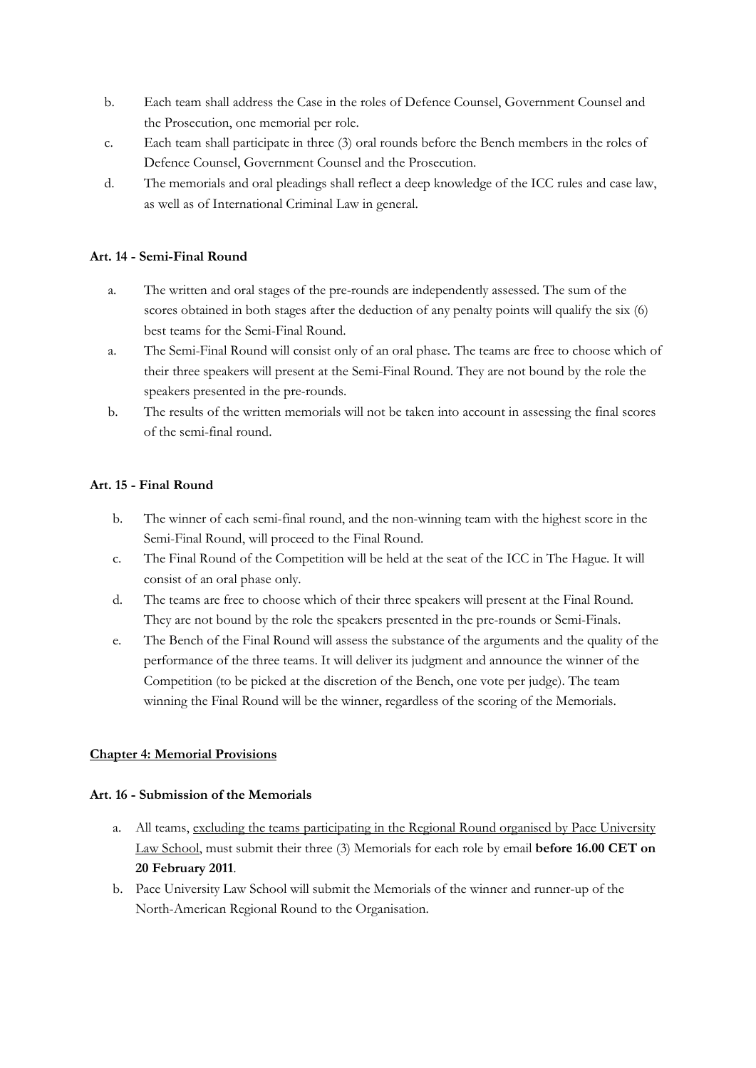b. Each team shall address the Case in the roles of Defence Counsel, Government Counsel and the Prosecution, one memorial per role.

c. Each team shall participate in three (3) oral rounds before the Bench members in the roles of Defence Counsel, Government Counsel and the Prosecution.

d. The memorials and oral pleadings shall reflect a deep knowledge of the ICC rules and case law, as well as of International Criminal Law in general.

**Art. 14 - Semi-Final Round**

a. The written and oral stages of the pre-rounds are independently assessed. The sum of the scores obtained in both stages after the deduction of any penalty points will qualify the six (6) best teams for the Semi-Final Round.

a. The Semi-Final Round will consist only of an oral phase. The teams are free to choose which of their three speakers will present at the Semi-Final Round. They are not bound by the role the speakers presented in the pre-rounds.

b. The results of the written memorials will not be taken into account in assessing the final scores of the semi-final round.

**Art. 15 - Final Round**

b. The winner of each semi-final round, and the non-winning team with the highest score in the Semi-Final Round, will proceed to the Final Round.

c. The Final Round of the Competition will be held at the seat of the ICC in The Hague. It will consist of an oral phase only.

d. The teams are free to choose which of their three speakers will present at the Final Round. They are not bound by the role the speakers presented in the pre-rounds or Semi-Finals.

e. The Bench of the Final Round will assess the substance of the arguments and the quality of the performance of the three teams. It will deliver its judgment and announce the winner of the Competition (to be picked at the discretion of the Bench, one vote per judge). The team winning the Final Round will be the winner, regardless of the scoring of the Memorials.

**Chapter 4: Memorial Provisions**

**Art. 16 - Submission of the Memorials**

a. All teams, excluding the teams participating in the Regional Round organised by Pace University Law School, must submit their three (3) Memorials for each role by email **before 16.00 CET on 20 February 2011**.

b. Pace University Law School will submit the Memorials of the winner and runner-up of the North-American Regional Round to the Organisation.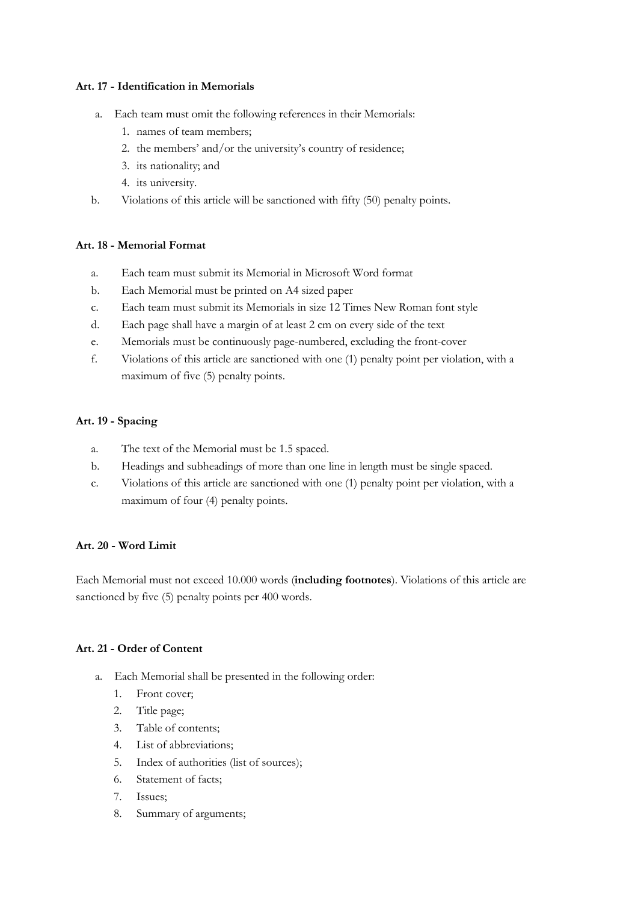**Art. 17 - Identification in Memorials**

a. Each team must omit the following references in their Memorials:
   1. names of team members;
   2. the members' and/or the university's country of residence;
   3. its nationality; and
   4. its university.

b. Violations of this article will be sanctioned with fifty (50) penalty points.

**Art. 18 - Memorial Format**

a. Each team must submit its Memorial in Microsoft Word format
b. Each Memorial must be printed on A4 sized paper
c. Each team must submit its Memorials in size 12 Times New Roman font style
d. Each page shall have a margin of at least 2 cm on every side of the text
e. Memorials must be continuously page-numbered, excluding the front-cover
f. Violations of this article are sanctioned with one (1) penalty point per violation, with a maximum of five (5) penalty points.

**Art. 19 - Spacing**

a. The text of the Memorial must be 1.5 spaced.
b. Headings and subheadings of more than one line in length must be single spaced.
c. Violations of this article are sanctioned with one (1) penalty point per violation, with a maximum of four (4) penalty points.

**Art. 20 - Word Limit**

Each Memorial must not exceed 10.000 words (**including footnotes**). Violations of this article are sanctioned by five (5) penalty points per 400 words.

**Art. 21 - Order of Content**

a. Each Memorial shall be presented in the following order:
   1. Front cover;
   2. Title page;
   3. Table of contents;
   4. List of abbreviations;
   5. Index of authorities (list of sources);
   6. Statement of facts;
   7. Issues;
   8. Summary of arguments;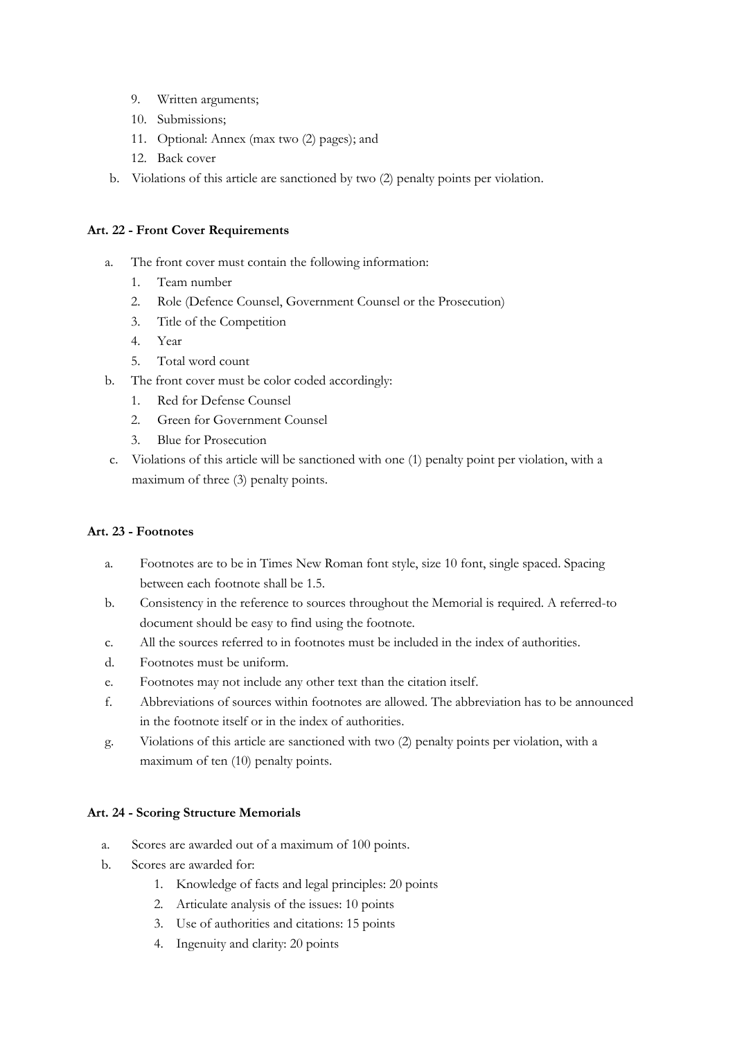9. Written arguments;
10. Submissions;
11. Optional: Annex (max two (2) pages); and
12. Back cover

b. Violations of this article are sanctioned by two (2) penalty points per violation.

**Art. 22 - Front Cover Requirements**

a. The front cover must contain the following information:
   1. Team number
   2. Role (Defence Counsel, Government Counsel or the Prosecution)
   3. Title of the Competition
   4. Year
   5. Total word count
b. The front cover must be color coded accordingly:
   1. Red for Defense Counsel
   2. Green for Government Counsel
   3. Blue for Prosecution
c. Violations of this article will be sanctioned with one (1) penalty point per violation, with a maximum of three (3) penalty points.

**Art. 23 - Footnotes**

a. Footnotes are to be in Times New Roman font style, size 10 font, single spaced. Spacing between each footnote shall be 1.5.
b. Consistency in the reference to sources throughout the Memorial is required. A referred-to document should be easy to find using the footnote.
c. All the sources referred to in footnotes must be included in the index of authorities.
d. Footnotes must be uniform.
e. Footnotes may not include any other text than the citation itself.
f. Abbreviations of sources within footnotes are allowed. The abbreviation has to be announced in the footnote itself or in the index of authorities.
g. Violations of this article are sanctioned with two (2) penalty points per violation, with a maximum of ten (10) penalty points.

**Art. 24 - Scoring Structure Memorials**

a. Scores are awarded out of a maximum of 100 points.
b. Scores are awarded for:
   1. Knowledge of facts and legal principles: 20 points
   2. Articulate analysis of the issues: 10 points
   3. Use of authorities and citations: 15 points
   4. Ingenuity and clarity: 20 points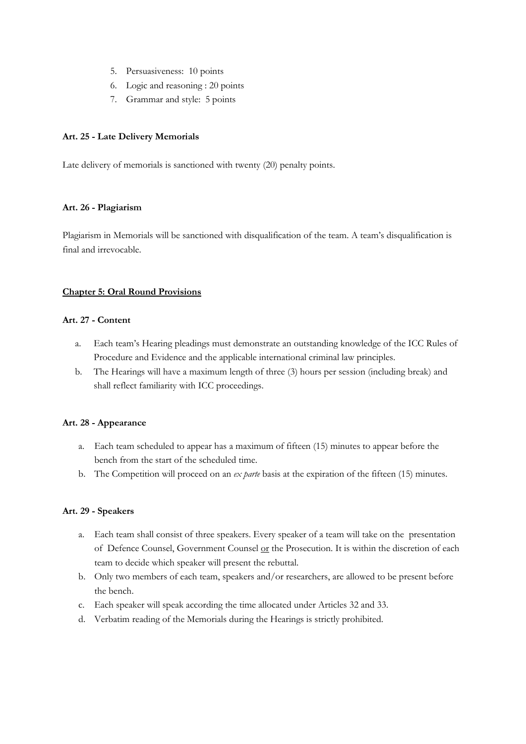5. Persuasiveness: 10 points
6. Logic and reasoning : 20 points
7. Grammar and style: 5 points

**Art. 25 - Late Delivery Memorials**

Late delivery of memorials is sanctioned with twenty (20) penalty points.

**Art. 26 - Plagiarism**

Plagiarism in Memorials will be sanctioned with disqualification of the team. A team's disqualification is final and irrevocable.

## Chapter 5: Oral Round Provisions

**Art. 27 - Content**

a. Each team's Hearing pleadings must demonstrate an outstanding knowledge of the ICC Rules of Procedure and Evidence and the applicable international criminal law principles.
b. The Hearings will have a maximum length of three (3) hours per session (including break) and shall reflect familiarity with ICC proceedings.

**Art. 28 - Appearance**

a. Each team scheduled to appear has a maximum of fifteen (15) minutes to appear before the bench from the start of the scheduled time.
b. The Competition will proceed on an *ex parte* basis at the expiration of the fifteen (15) minutes.

**Art. 29 - Speakers**

a. Each team shall consist of three speakers. Every speaker of a team will take on the presentation of Defence Counsel, Government Counsel <u>or</u> the Prosecution. It is within the discretion of each team to decide which speaker will present the rebuttal.
b. Only two members of each team, speakers and/or researchers, are allowed to be present before the bench.
c. Each speaker will speak according the time allocated under Articles 32 and 33.
d. Verbatim reading of the Memorials during the Hearings is strictly prohibited.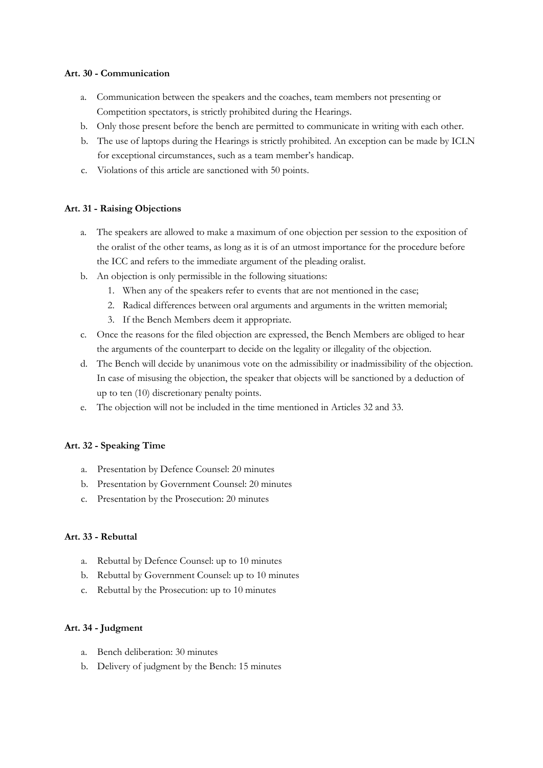**Art. 30 - Communication**

a. Communication between the speakers and the coaches, team members not presenting or Competition spectators, is strictly prohibited during the Hearings.

b. Only those present before the bench are permitted to communicate in writing with each other.

b. The use of laptops during the Hearings is strictly prohibited. An exception can be made by ICLN for exceptional circumstances, such as a team member's handicap.

c. Violations of this article are sanctioned with 50 points.

**Art. 31 - Raising Objections**

a. The speakers are allowed to make a maximum of one objection per session to the exposition of the oralist of the other teams, as long as it is of an utmost importance for the procedure before the ICC and refers to the immediate argument of the pleading oralist.

b. An objection is only permissible in the following situations:
   1. When any of the speakers refer to events that are not mentioned in the case;
   2. Radical differences between oral arguments and arguments in the written memorial;
   3. If the Bench Members deem it appropriate.

c. Once the reasons for the filed objection are expressed, the Bench Members are obliged to hear the arguments of the counterpart to decide on the legality or illegality of the objection.

d. The Bench will decide by unanimous vote on the admissibility or inadmissibility of the objection. In case of misusing the objection, the speaker that objects will be sanctioned by a deduction of up to ten (10) discretionary penalty points.

e. The objection will not be included in the time mentioned in Articles 32 and 33.

**Art. 32 - Speaking Time**

a. Presentation by Defence Counsel: 20 minutes

b. Presentation by Government Counsel: 20 minutes

c. Presentation by the Prosecution: 20 minutes

**Art. 33 - Rebuttal**

a. Rebuttal by Defence Counsel: up to 10 minutes

b. Rebuttal by Government Counsel: up to 10 minutes

c. Rebuttal by the Prosecution: up to 10 minutes

**Art. 34 - Judgment**

a. Bench deliberation: 30 minutes

b. Delivery of judgment by the Bench: 15 minutes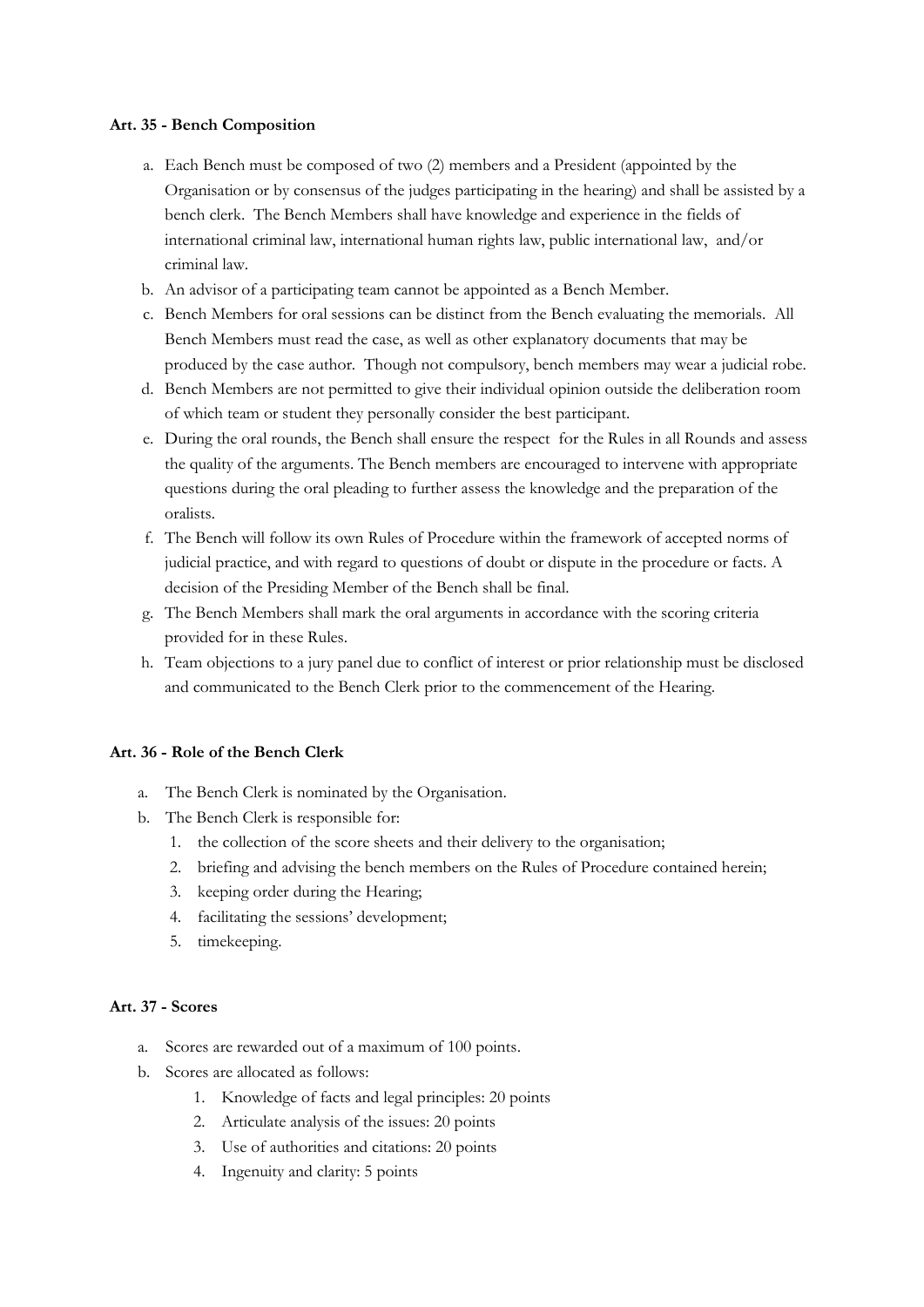**Art. 35 - Bench Composition**

a. Each Bench must be composed of two (2) members and a President (appointed by the Organisation or by consensus of the judges participating in the hearing) and shall be assisted by a bench clerk. The Bench Members shall have knowledge and experience in the fields of international criminal law, international human rights law, public international law, and/or criminal law.
b. An advisor of a participating team cannot be appointed as a Bench Member.
c. Bench Members for oral sessions can be distinct from the Bench evaluating the memorials. All Bench Members must read the case, as well as other explanatory documents that may be produced by the case author. Though not compulsory, bench members may wear a judicial robe.
d. Bench Members are not permitted to give their individual opinion outside the deliberation room of which team or student they personally consider the best participant.
e. During the oral rounds, the Bench shall ensure the respect for the Rules in all Rounds and assess the quality of the arguments. The Bench members are encouraged to intervene with appropriate questions during the oral pleading to further assess the knowledge and the preparation of the oralists.
f. The Bench will follow its own Rules of Procedure within the framework of accepted norms of judicial practice, and with regard to questions of doubt or dispute in the procedure or facts. A decision of the Presiding Member of the Bench shall be final.
g. The Bench Members shall mark the oral arguments in accordance with the scoring criteria provided for in these Rules.
h. Team objections to a jury panel due to conflict of interest or prior relationship must be disclosed and communicated to the Bench Clerk prior to the commencement of the Hearing.

**Art. 36 - Role of the Bench Clerk**

a. The Bench Clerk is nominated by the Organisation.
b. The Bench Clerk is responsible for:
   1. the collection of the score sheets and their delivery to the organisation;
   2. briefing and advising the bench members on the Rules of Procedure contained herein;
   3. keeping order during the Hearing;
   4. facilitating the sessions' development;
   5. timekeeping.

**Art. 37 - Scores**

a. Scores are rewarded out of a maximum of 100 points.
b. Scores are allocated as follows:
   1. Knowledge of facts and legal principles: 20 points
   2. Articulate analysis of the issues: 20 points
   3. Use of authorities and citations: 20 points
   4. Ingenuity and clarity: 5 points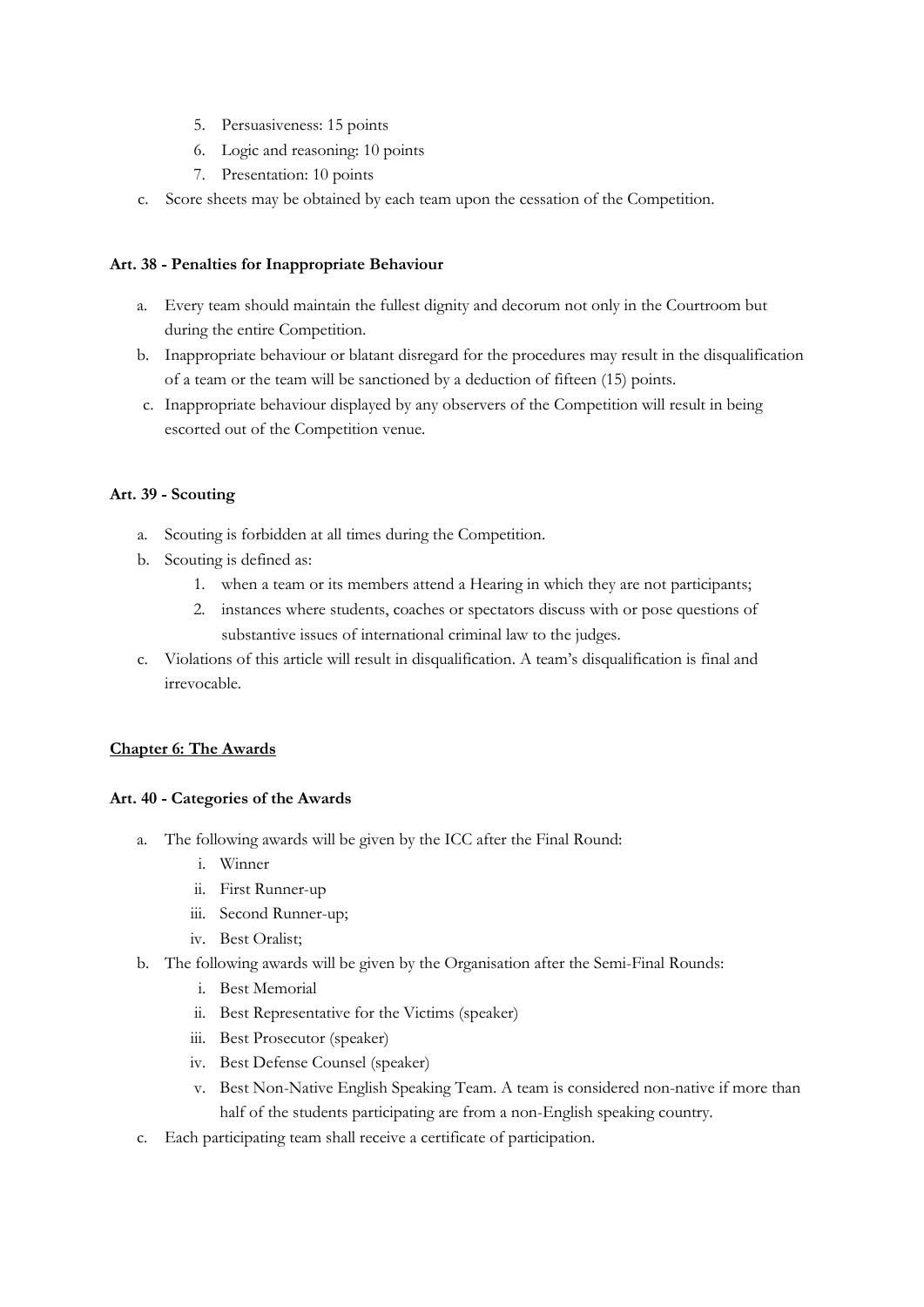5. Persuasiveness: 15 points
6. Logic and reasoning: 10 points
7. Presentation: 10 points

c. Score sheets may be obtained by each team upon the cessation of the Competition.

**Art. 38 - Penalties for Inappropriate Behaviour**

a. Every team should maintain the fullest dignity and decorum not only in the Courtroom but during the entire Competition.
b. Inappropriate behaviour or blatant disregard for the procedures may result in the disqualification of a team or the team will be sanctioned by a deduction of fifteen (15) points.
c. Inappropriate behaviour displayed by any observers of the Competition will result in being escorted out of the Competition venue.

**Art. 39 - Scouting**

a. Scouting is forbidden at all times during the Competition.
b. Scouting is defined as:
   1. when a team or its members attend a Hearing in which they are not participants;
   2. instances where students, coaches or spectators discuss with or pose questions of substantive issues of international criminal law to the judges.
c. Violations of this article will result in disqualification. A team's disqualification is final and irrevocable.

## Chapter 6: The Awards

**Art. 40 - Categories of the Awards**

a. The following awards will be given by the ICC after the Final Round:
   i. Winner
   ii. First Runner-up
   iii. Second Runner-up;
   iv. Best Oralist;
b. The following awards will be given by the Organisation after the Semi-Final Rounds:
   i. Best Memorial
   ii. Best Representative for the Victims (speaker)
   iii. Best Prosecutor (speaker)
   iv. Best Defense Counsel (speaker)
   v. Best Non-Native English Speaking Team. A team is considered non-native if more than half of the students participating are from a non-English speaking country.
c. Each participating team shall receive a certificate of participation.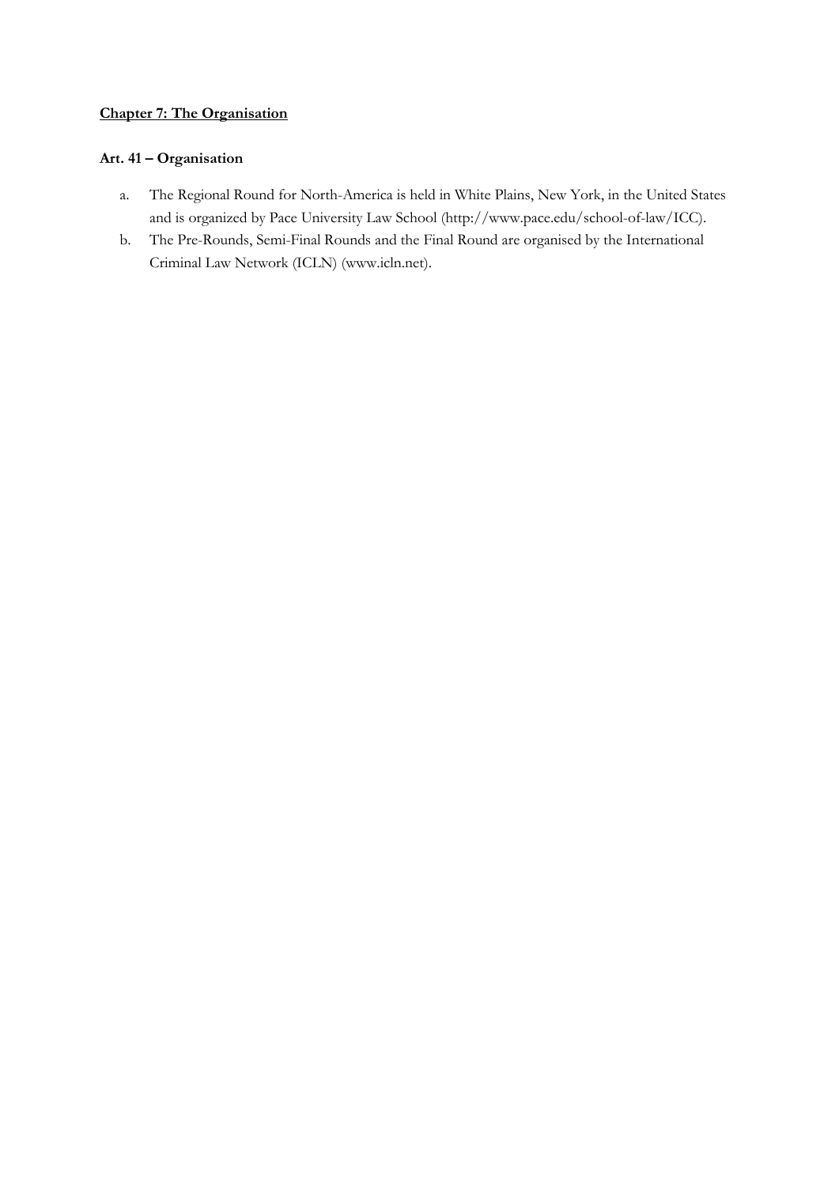**Chapter 7: The Organisation**

**Art. 41 – Organisation**

a. The Regional Round for North-America is held in White Plains, New York, in the United States and is organized by Pace University Law School (http://www.pace.edu/school-of-law/ICC).

b. The Pre-Rounds, Semi-Final Rounds and the Final Round are organised by the International Criminal Law Network (ICLN) (www.icln.net).